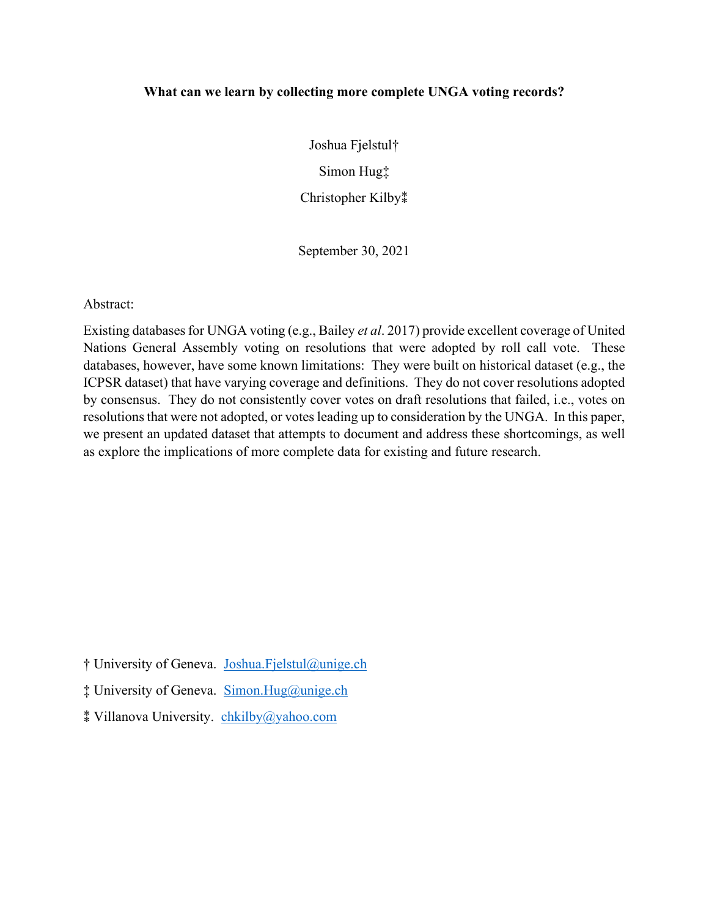**What can we learn by collecting more complete UNGA voting records?**

Joshua Fjelstul†

Simon Hug‡

Christopher Kilby⁑

September 30, 2021

Abstract:

Existing databases for UNGA voting (e.g., Bailey *et al*. 2017) provide excellent coverage of United Nations General Assembly voting on resolutions that were adopted by roll call vote. These databases, however, have some known limitations: They were built on historical dataset (e.g., the ICPSR dataset) that have varying coverage and definitions. They do not cover resolutions adopted by consensus. They do not consistently cover votes on draft resolutions that failed, i.e., votes on resolutions that were not adopted, or votes leading up to consideration by the UNGA. In this paper, we present an updated dataset that attempts to document and address these shortcomings, as well as explore the implications of more complete data for existing and future research.

† University of Geneva. Joshua.Fjelstul@unige.ch

‡ University of Geneva. Simon.Hug@unige.ch

⁑ Villanova University. chkilby@yahoo.com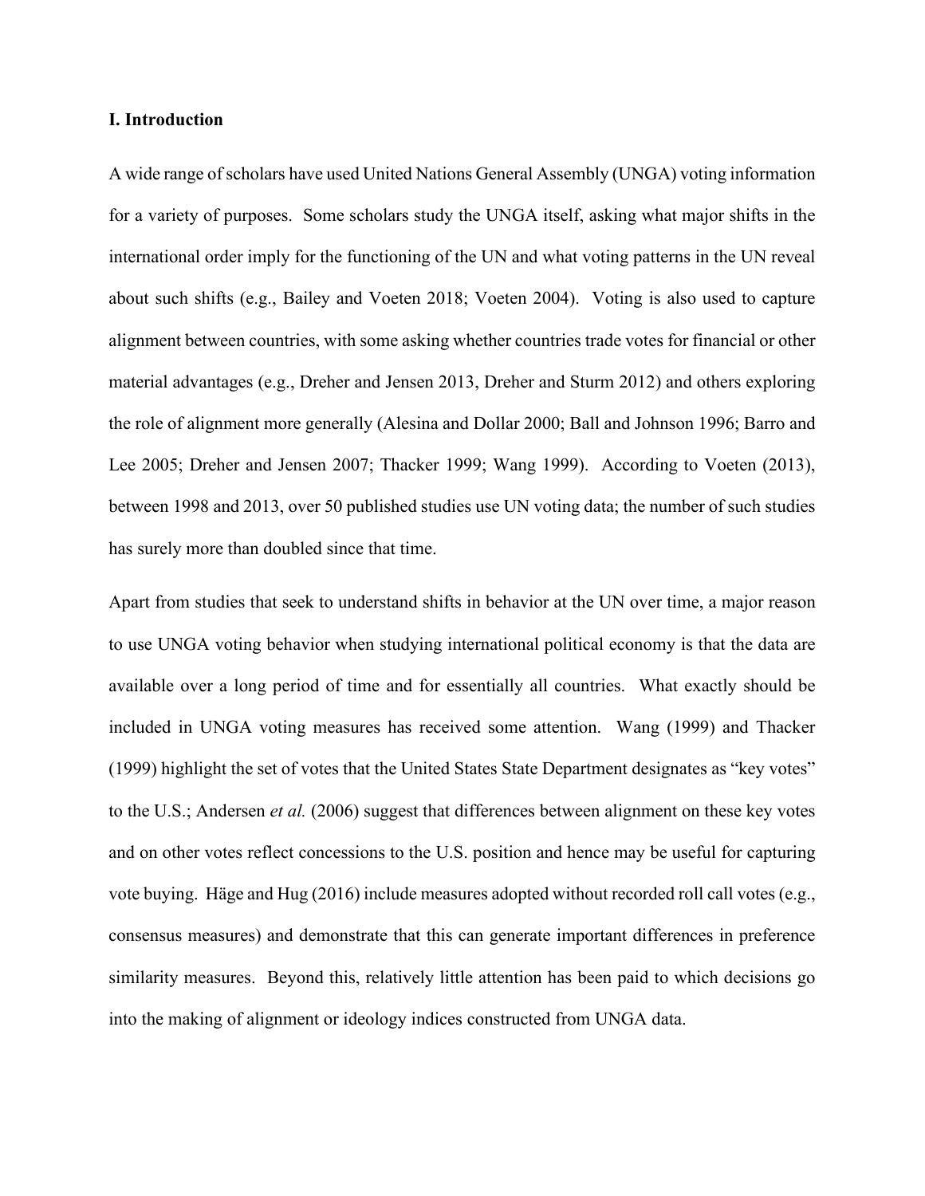## I. Introduction

A wide range of scholars have used United Nations General Assembly (UNGA) voting information for a variety of purposes. Some scholars study the UNGA itself, asking what major shifts in the international order imply for the functioning of the UN and what voting patterns in the UN reveal about such shifts (e.g., Bailey and Voeten 2018; Voeten 2004). Voting is also used to capture alignment between countries, with some asking whether countries trade votes for financial or other material advantages (e.g., Dreher and Jensen 2013, Dreher and Sturm 2012) and others exploring the role of alignment more generally (Alesina and Dollar 2000; Ball and Johnson 1996; Barro and Lee 2005; Dreher and Jensen 2007; Thacker 1999; Wang 1999). According to Voeten (2013), between 1998 and 2013, over 50 published studies use UN voting data; the number of such studies has surely more than doubled since that time.

Apart from studies that seek to understand shifts in behavior at the UN over time, a major reason to use UNGA voting behavior when studying international political economy is that the data are available over a long period of time and for essentially all countries. What exactly should be included in UNGA voting measures has received some attention. Wang (1999) and Thacker (1999) highlight the set of votes that the United States State Department designates as "key votes" to the U.S.; Andersen *et al.* (2006) suggest that differences between alignment on these key votes and on other votes reflect concessions to the U.S. position and hence may be useful for capturing vote buying. Häge and Hug (2016) include measures adopted without recorded roll call votes (e.g., consensus measures) and demonstrate that this can generate important differences in preference similarity measures. Beyond this, relatively little attention has been paid to which decisions go into the making of alignment or ideology indices constructed from UNGA data.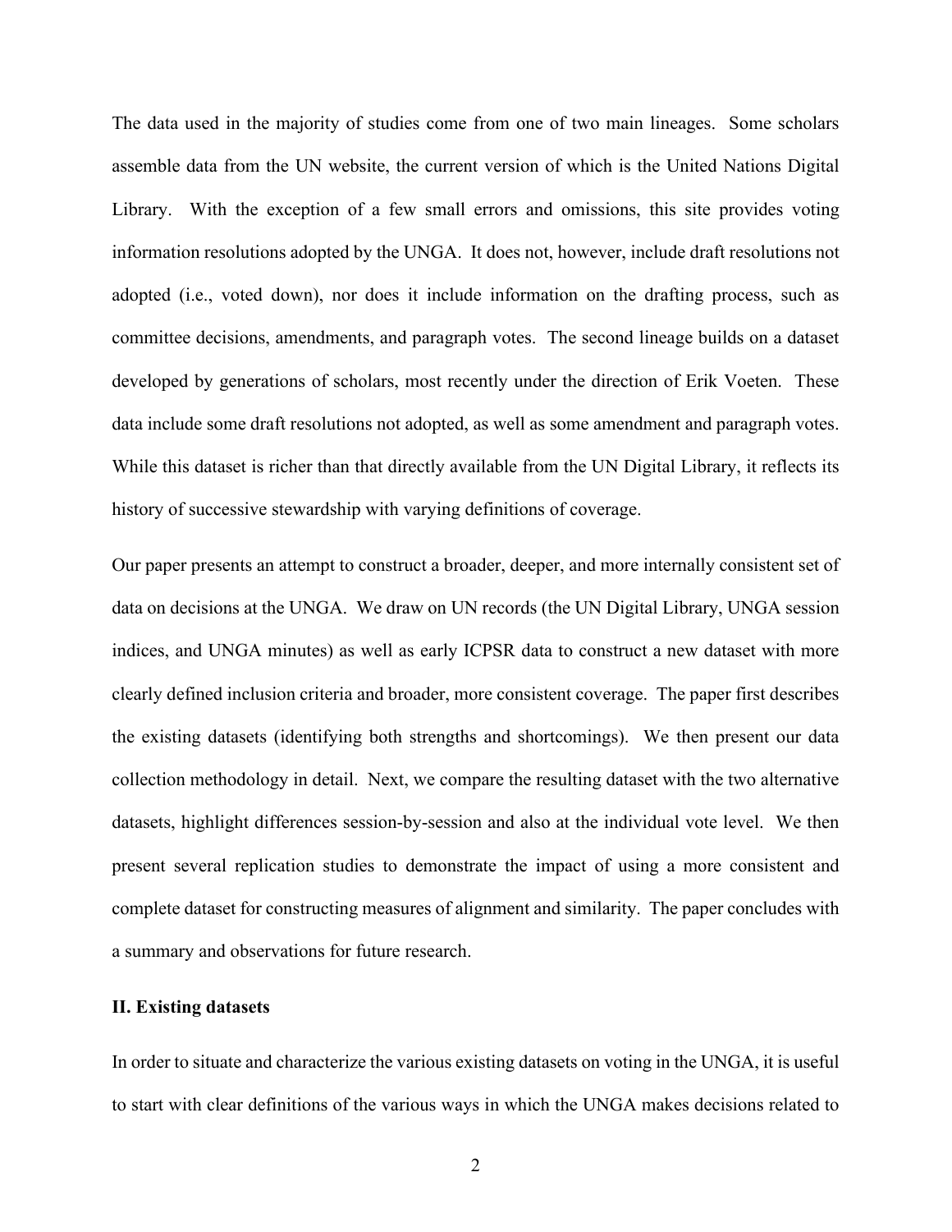The data used in the majority of studies come from one of two main lineages. Some scholars assemble data from the UN website, the current version of which is the United Nations Digital Library. With the exception of a few small errors and omissions, this site provides voting information resolutions adopted by the UNGA. It does not, however, include draft resolutions not adopted (i.e., voted down), nor does it include information on the drafting process, such as committee decisions, amendments, and paragraph votes. The second lineage builds on a dataset developed by generations of scholars, most recently under the direction of Erik Voeten. These data include some draft resolutions not adopted, as well as some amendment and paragraph votes. While this dataset is richer than that directly available from the UN Digital Library, it reflects its history of successive stewardship with varying definitions of coverage.

Our paper presents an attempt to construct a broader, deeper, and more internally consistent set of data on decisions at the UNGA. We draw on UN records (the UN Digital Library, UNGA session indices, and UNGA minutes) as well as early ICPSR data to construct a new dataset with more clearly defined inclusion criteria and broader, more consistent coverage. The paper first describes the existing datasets (identifying both strengths and shortcomings). We then present our data collection methodology in detail. Next, we compare the resulting dataset with the two alternative datasets, highlight differences session-by-session and also at the individual vote level. We then present several replication studies to demonstrate the impact of using a more consistent and complete dataset for constructing measures of alignment and similarity. The paper concludes with a summary and observations for future research.

## II. Existing datasets

In order to situate and characterize the various existing datasets on voting in the UNGA, it is useful to start with clear definitions of the various ways in which the UNGA makes decisions related to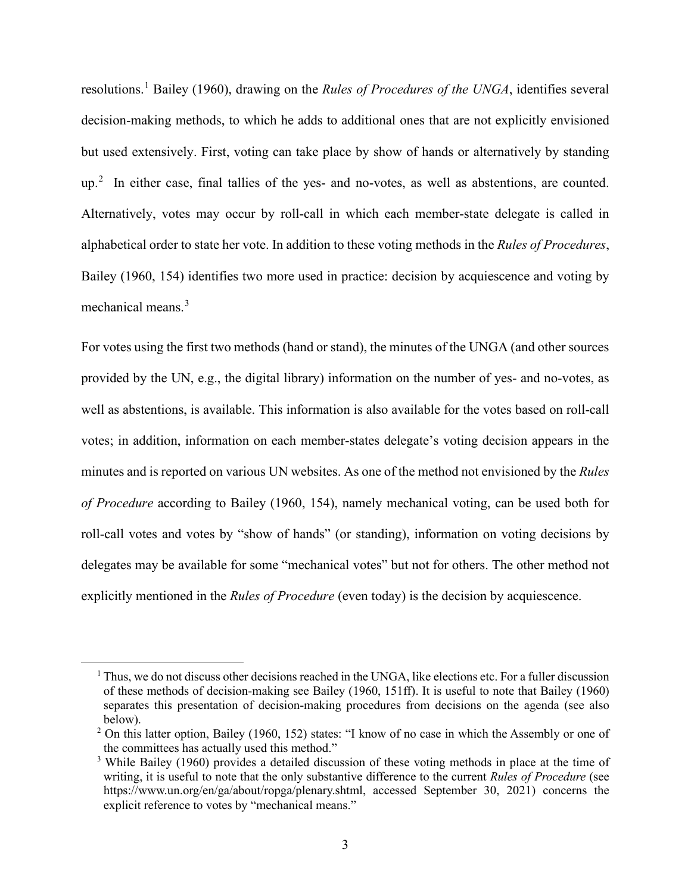resolutions.[1] Bailey (1960), drawing on the *Rules of Procedures of the UNGA*, identifies several decision-making methods, to which he adds to additional ones that are not explicitly envisioned but used extensively. First, voting can take place by show of hands or alternatively by standing up.[2] In either case, final tallies of the yes- and no-votes, as well as abstentions, are counted. Alternatively, votes may occur by roll-call in which each member-state delegate is called in alphabetical order to state her vote. In addition to these voting methods in the *Rules of Procedures*, Bailey (1960, 154) identifies two more used in practice: decision by acquiescence and voting by mechanical means.[3]

For votes using the first two methods (hand or stand), the minutes of the UNGA (and other sources provided by the UN, e.g., the digital library) information on the number of yes- and no-votes, as well as abstentions, is available. This information is also available for the votes based on roll-call votes; in addition, information on each member-states delegate's voting decision appears in the minutes and is reported on various UN websites. As one of the method not envisioned by the *Rules of Procedure* according to Bailey (1960, 154), namely mechanical voting, can be used both for roll-call votes and votes by "show of hands" (or standing), information on voting decisions by delegates may be available for some "mechanical votes" but not for others. The other method not explicitly mentioned in the *Rules of Procedure* (even today) is the decision by acquiescence.

[1] Thus, we do not discuss other decisions reached in the UNGA, like elections etc. For a fuller discussion of these methods of decision-making see Bailey (1960, 151ff). It is useful to note that Bailey (1960) separates this presentation of decision-making procedures from decisions on the agenda (see also below).

[2] On this latter option, Bailey (1960, 152) states: "I know of no case in which the Assembly or one of the committees has actually used this method."

[3] While Bailey (1960) provides a detailed discussion of these voting methods in place at the time of writing, it is useful to note that the only substantive difference to the current *Rules of Procedure* (see https://www.un.org/en/ga/about/ropga/plenary.shtml, accessed September 30, 2021) concerns the explicit reference to votes by "mechanical means."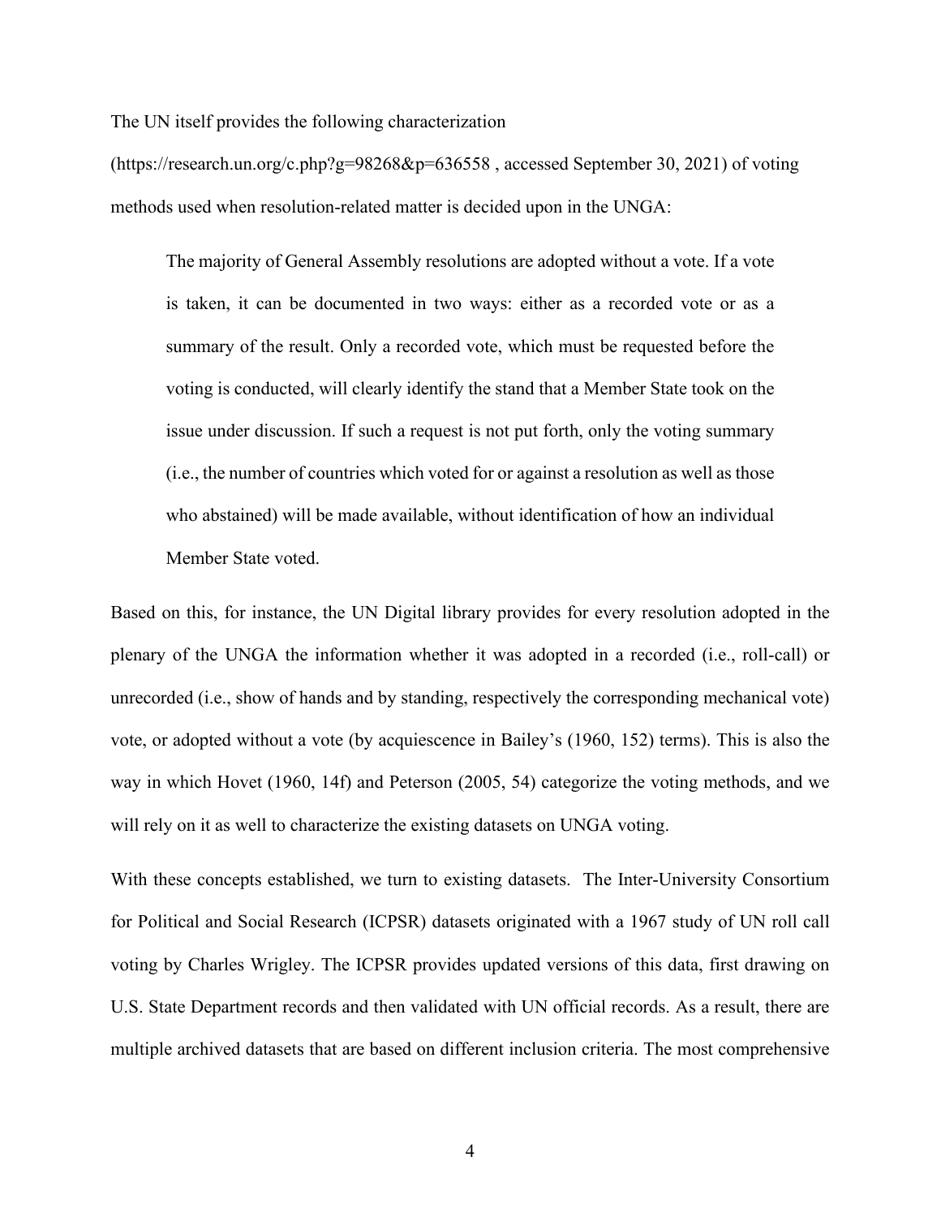The UN itself provides the following characterization (https://research.un.org/c.php?g=98268&p=636558 , accessed September 30, 2021) of voting methods used when resolution-related matter is decided upon in the UNGA:

> The majority of General Assembly resolutions are adopted without a vote. If a vote is taken, it can be documented in two ways: either as a recorded vote or as a summary of the result. Only a recorded vote, which must be requested before the voting is conducted, will clearly identify the stand that a Member State took on the issue under discussion. If such a request is not put forth, only the voting summary (i.e., the number of countries which voted for or against a resolution as well as those who abstained) will be made available, without identification of how an individual Member State voted.

Based on this, for instance, the UN Digital library provides for every resolution adopted in the plenary of the UNGA the information whether it was adopted in a recorded (i.e., roll-call) or unrecorded (i.e., show of hands and by standing, respectively the corresponding mechanical vote) vote, or adopted without a vote (by acquiescence in Bailey's (1960, 152) terms). This is also the way in which Hovet (1960, 14f) and Peterson (2005, 54) categorize the voting methods, and we will rely on it as well to characterize the existing datasets on UNGA voting.

With these concepts established, we turn to existing datasets. The Inter-University Consortium for Political and Social Research (ICPSR) datasets originated with a 1967 study of UN roll call voting by Charles Wrigley. The ICPSR provides updated versions of this data, first drawing on U.S. State Department records and then validated with UN official records. As a result, there are multiple archived datasets that are based on different inclusion criteria. The most comprehensive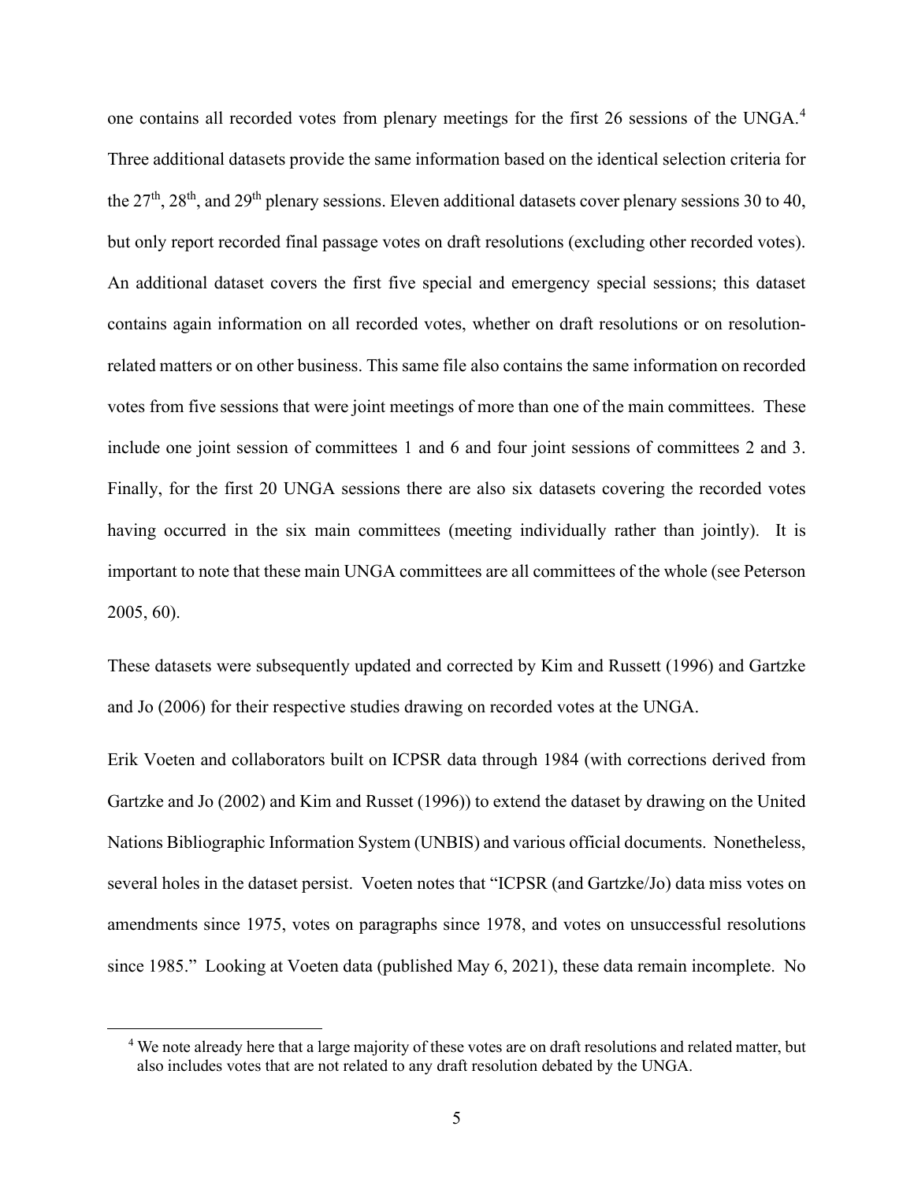one contains all recorded votes from plenary meetings for the first 26 sessions of the UNGA.[4] Three additional datasets provide the same information based on the identical selection criteria for the 27th, 28th, and 29th plenary sessions. Eleven additional datasets cover plenary sessions 30 to 40, but only report recorded final passage votes on draft resolutions (excluding other recorded votes). An additional dataset covers the first five special and emergency special sessions; this dataset contains again information on all recorded votes, whether on draft resolutions or on resolution-related matters or on other business. This same file also contains the same information on recorded votes from five sessions that were joint meetings of more than one of the main committees. These include one joint session of committees 1 and 6 and four joint sessions of committees 2 and 3. Finally, for the first 20 UNGA sessions there are also six datasets covering the recorded votes having occurred in the six main committees (meeting individually rather than jointly). It is important to note that these main UNGA committees are all committees of the whole (see Peterson 2005, 60).

These datasets were subsequently updated and corrected by Kim and Russett (1996) and Gartzke and Jo (2006) for their respective studies drawing on recorded votes at the UNGA.

Erik Voeten and collaborators built on ICPSR data through 1984 (with corrections derived from Gartzke and Jo (2002) and Kim and Russet (1996)) to extend the dataset by drawing on the United Nations Bibliographic Information System (UNBIS) and various official documents. Nonetheless, several holes in the dataset persist. Voeten notes that "ICPSR (and Gartzke/Jo) data miss votes on amendments since 1975, votes on paragraphs since 1978, and votes on unsuccessful resolutions since 1985." Looking at Voeten data (published May 6, 2021), these data remain incomplete. No

[4] We note already here that a large majority of these votes are on draft resolutions and related matter, but also includes votes that are not related to any draft resolution debated by the UNGA.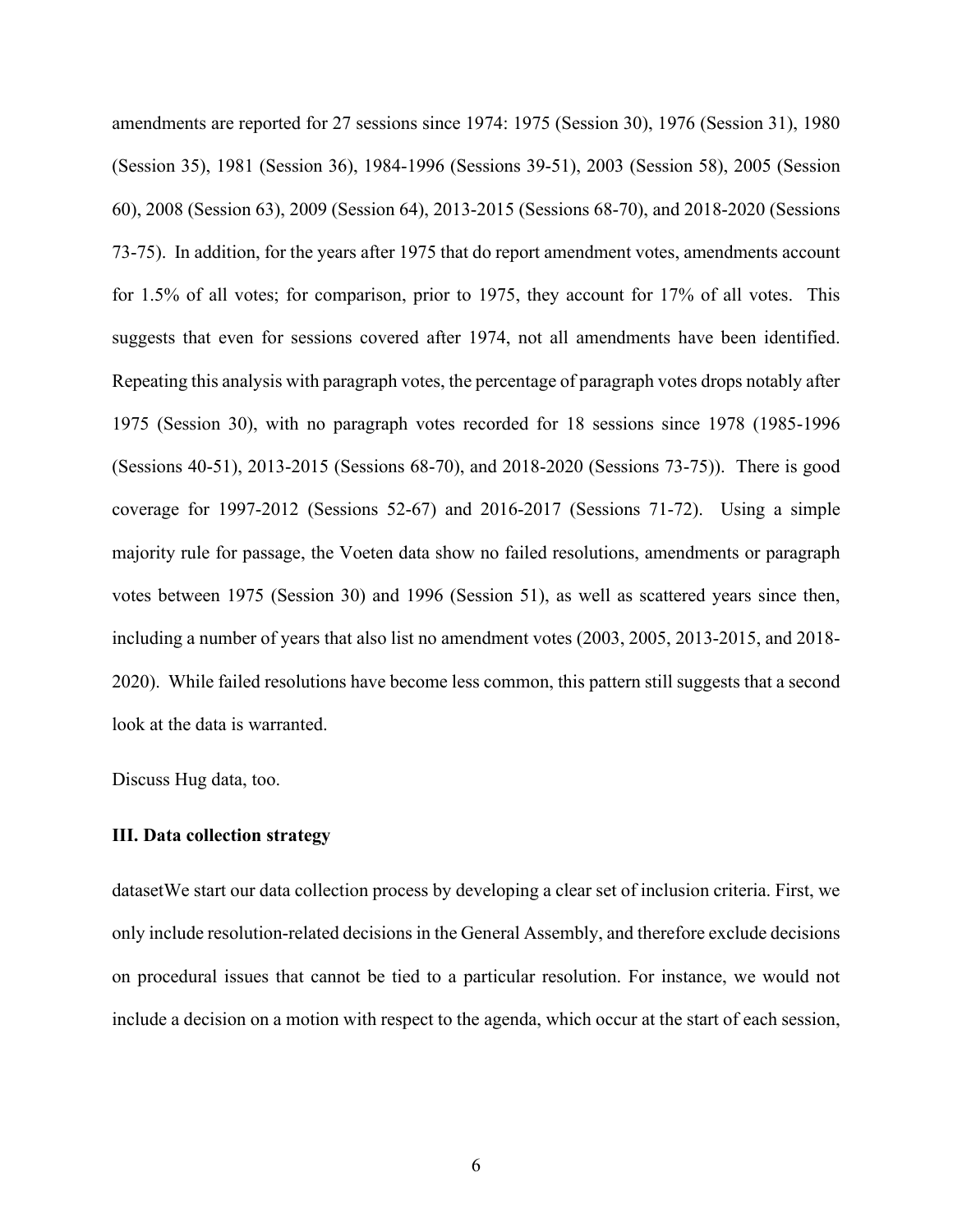amendments are reported for 27 sessions since 1974: 1975 (Session 30), 1976 (Session 31), 1980 (Session 35), 1981 (Session 36), 1984-1996 (Sessions 39-51), 2003 (Session 58), 2005 (Session 60), 2008 (Session 63), 2009 (Session 64), 2013-2015 (Sessions 68-70), and 2018-2020 (Sessions 73-75). In addition, for the years after 1975 that do report amendment votes, amendments account for 1.5% of all votes; for comparison, prior to 1975, they account for 17% of all votes. This suggests that even for sessions covered after 1974, not all amendments have been identified. Repeating this analysis with paragraph votes, the percentage of paragraph votes drops notably after 1975 (Session 30), with no paragraph votes recorded for 18 sessions since 1978 (1985-1996 (Sessions 40-51), 2013-2015 (Sessions 68-70), and 2018-2020 (Sessions 73-75)). There is good coverage for 1997-2012 (Sessions 52-67) and 2016-2017 (Sessions 71-72). Using a simple majority rule for passage, the Voeten data show no failed resolutions, amendments or paragraph votes between 1975 (Session 30) and 1996 (Session 51), as well as scattered years since then, including a number of years that also list no amendment votes (2003, 2005, 2013-2015, and 2018-2020). While failed resolutions have become less common, this pattern still suggests that a second look at the data is warranted.

Discuss Hug data, too.

### III. Data collection strategy

datasetWe start our data collection process by developing a clear set of inclusion criteria. First, we only include resolution-related decisions in the General Assembly, and therefore exclude decisions on procedural issues that cannot be tied to a particular resolution. For instance, we would not include a decision on a motion with respect to the agenda, which occur at the start of each session,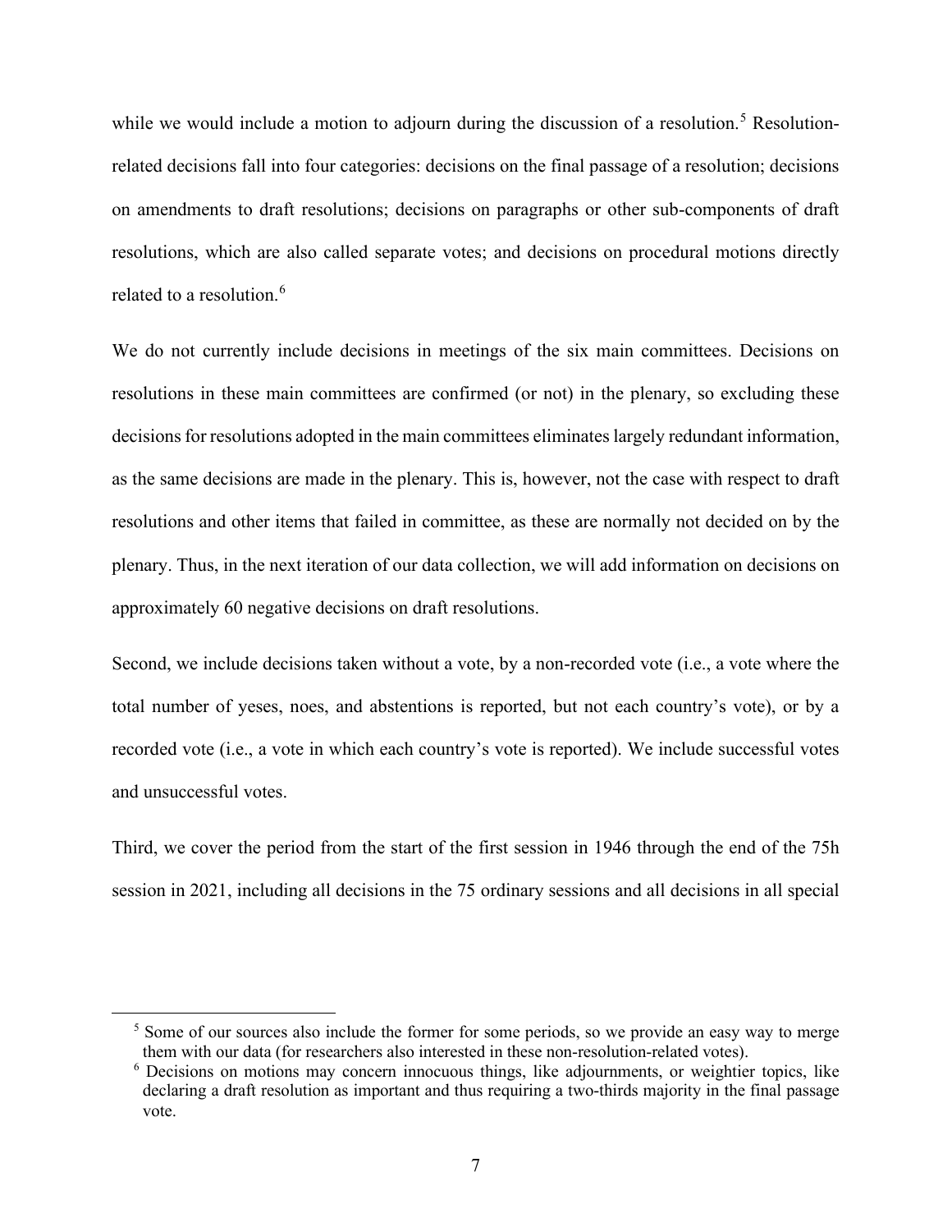while we would include a motion to adjourn during the discussion of a resolution.[5] Resolution-related decisions fall into four categories: decisions on the final passage of a resolution; decisions on amendments to draft resolutions; decisions on paragraphs or other sub-components of draft resolutions, which are also called separate votes; and decisions on procedural motions directly related to a resolution.[6]

We do not currently include decisions in meetings of the six main committees. Decisions on resolutions in these main committees are confirmed (or not) in the plenary, so excluding these decisions for resolutions adopted in the main committees eliminates largely redundant information, as the same decisions are made in the plenary. This is, however, not the case with respect to draft resolutions and other items that failed in committee, as these are normally not decided on by the plenary. Thus, in the next iteration of our data collection, we will add information on decisions on approximately 60 negative decisions on draft resolutions.

Second, we include decisions taken without a vote, by a non-recorded vote (i.e., a vote where the total number of yeses, noes, and abstentions is reported, but not each country's vote), or by a recorded vote (i.e., a vote in which each country's vote is reported). We include successful votes and unsuccessful votes.

Third, we cover the period from the start of the first session in 1946 through the end of the 75h session in 2021, including all decisions in the 75 ordinary sessions and all decisions in all special

[5] Some of our sources also include the former for some periods, so we provide an easy way to merge them with our data (for researchers also interested in these non-resolution-related votes).

[6] Decisions on motions may concern innocuous things, like adjournments, or weightier topics, like declaring a draft resolution as important and thus requiring a two-thirds majority in the final passage vote.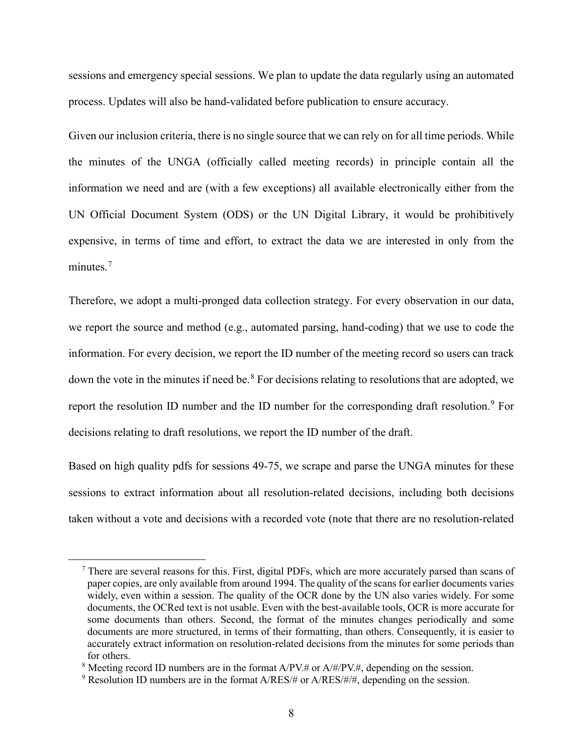sessions and emergency special sessions. We plan to update the data regularly using an automated process. Updates will also be hand-validated before publication to ensure accuracy.

Given our inclusion criteria, there is no single source that we can rely on for all time periods. While the minutes of the UNGA (officially called meeting records) in principle contain all the information we need and are (with a few exceptions) all available electronically either from the UN Official Document System (ODS) or the UN Digital Library, it would be prohibitively expensive, in terms of time and effort, to extract the data we are interested in only from the minutes.[7]

Therefore, we adopt a multi-pronged data collection strategy. For every observation in our data, we report the source and method (e.g., automated parsing, hand-coding) that we use to code the information. For every decision, we report the ID number of the meeting record so users can track down the vote in the minutes if need be.[8] For decisions relating to resolutions that are adopted, we report the resolution ID number and the ID number for the corresponding draft resolution.[9] For decisions relating to draft resolutions, we report the ID number of the draft.

Based on high quality pdfs for sessions 49-75, we scrape and parse the UNGA minutes for these sessions to extract information about all resolution-related decisions, including both decisions taken without a vote and decisions with a recorded vote (note that there are no resolution-related

---

[7] There are several reasons for this. First, digital PDFs, which are more accurately parsed than scans of paper copies, are only available from around 1994. The quality of the scans for earlier documents varies widely, even within a session. The quality of the OCR done by the UN also varies widely. For some documents, the OCRed text is not usable. Even with the best-available tools, OCR is more accurate for some documents than others. Second, the format of the minutes changes periodically and some documents are more structured, in terms of their formatting, than others. Consequently, it is easier to accurately extract information on resolution-related decisions from the minutes for some periods than for others.

[8] Meeting record ID numbers are in the format A/PV.# or A/#/PV.#, depending on the session.

[9] Resolution ID numbers are in the format A/RES/# or A/RES/#/#, depending on the session.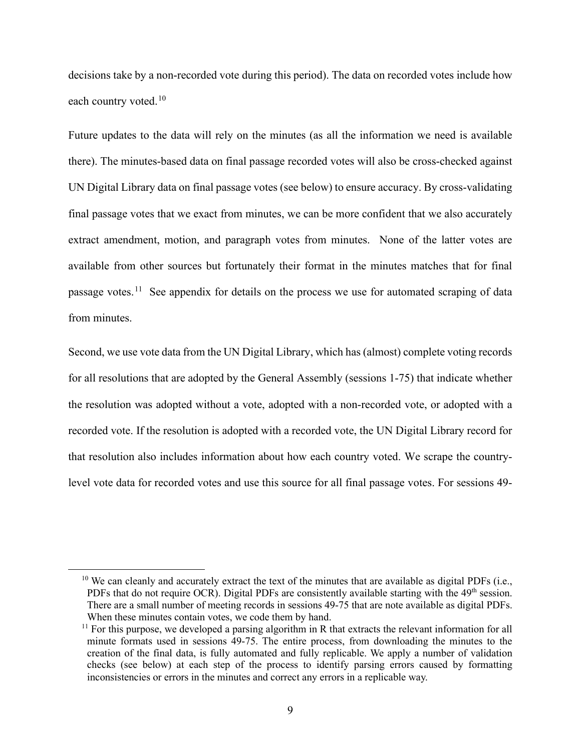decisions take by a non-recorded vote during this period). The data on recorded votes include how each country voted.[10]

Future updates to the data will rely on the minutes (as all the information we need is available there). The minutes-based data on final passage recorded votes will also be cross-checked against UN Digital Library data on final passage votes (see below) to ensure accuracy. By cross-validating final passage votes that we exact from minutes, we can be more confident that we also accurately extract amendment, motion, and paragraph votes from minutes. None of the latter votes are available from other sources but fortunately their format in the minutes matches that for final passage votes.[11] See appendix for details on the process we use for automated scraping of data from minutes.

Second, we use vote data from the UN Digital Library, which has (almost) complete voting records for all resolutions that are adopted by the General Assembly (sessions 1-75) that indicate whether the resolution was adopted without a vote, adopted with a non-recorded vote, or adopted with a recorded vote. If the resolution is adopted with a recorded vote, the UN Digital Library record for that resolution also includes information about how each country voted. We scrape the country-level vote data for recorded votes and use this source for all final passage votes. For sessions 49-

---

[10] We can cleanly and accurately extract the text of the minutes that are available as digital PDFs (i.e., PDFs that do not require OCR). Digital PDFs are consistently available starting with the 49th session. There are a small number of meeting records in sessions 49-75 that are note available as digital PDFs. When these minutes contain votes, we code them by hand.

[11] For this purpose, we developed a parsing algorithm in R that extracts the relevant information for all minute formats used in sessions 49-75. The entire process, from downloading the minutes to the creation of the final data, is fully automated and fully replicable. We apply a number of validation checks (see below) at each step of the process to identify parsing errors caused by formatting inconsistencies or errors in the minutes and correct any errors in a replicable way.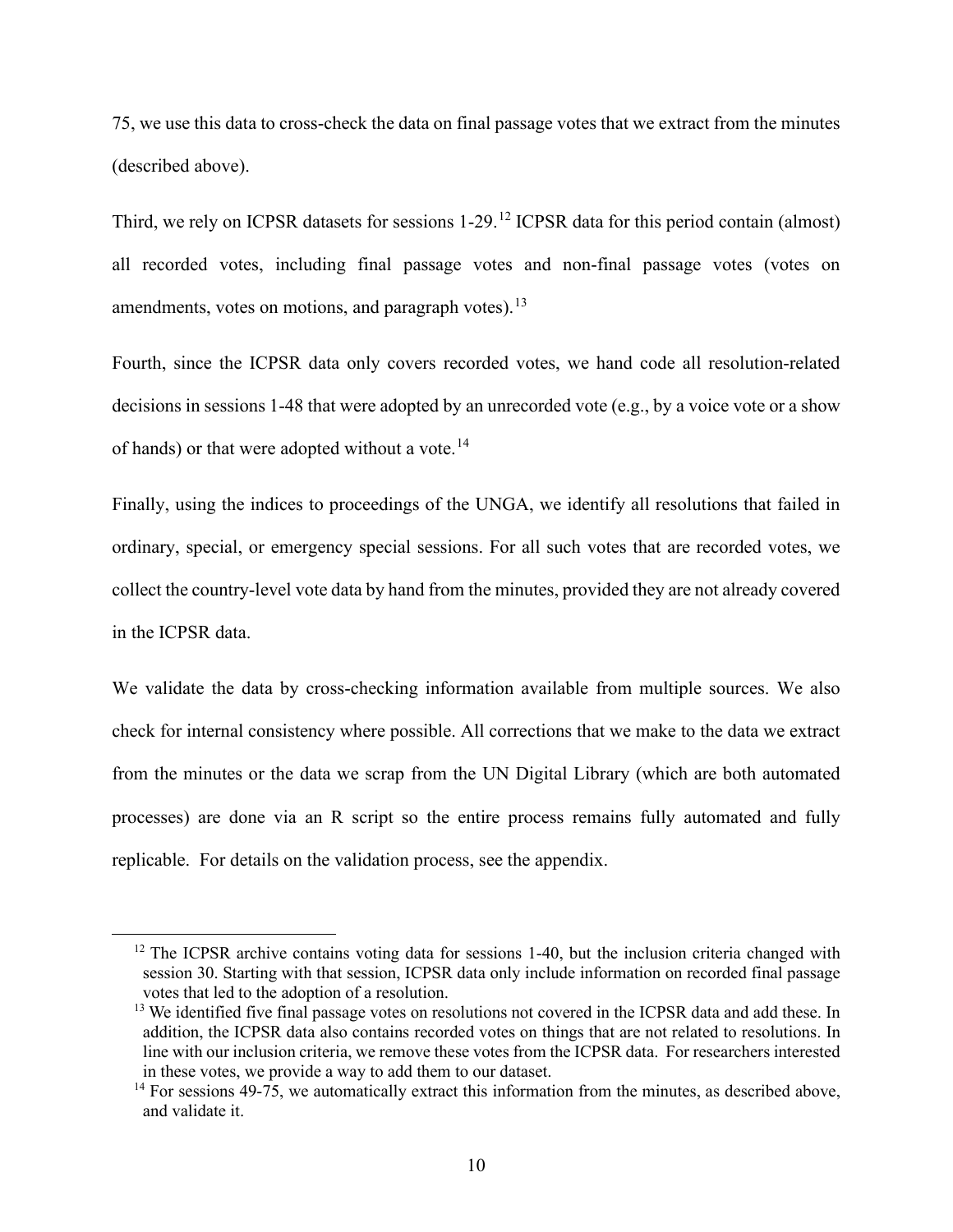75, we use this data to cross-check the data on final passage votes that we extract from the minutes (described above).

Third, we rely on ICPSR datasets for sessions 1-29.[12] ICPSR data for this period contain (almost) all recorded votes, including final passage votes and non-final passage votes (votes on amendments, votes on motions, and paragraph votes).[13]

Fourth, since the ICPSR data only covers recorded votes, we hand code all resolution-related decisions in sessions 1-48 that were adopted by an unrecorded vote (e.g., by a voice vote or a show of hands) or that were adopted without a vote.[14]

Finally, using the indices to proceedings of the UNGA, we identify all resolutions that failed in ordinary, special, or emergency special sessions. For all such votes that are recorded votes, we collect the country-level vote data by hand from the minutes, provided they are not already covered in the ICPSR data.

We validate the data by cross-checking information available from multiple sources. We also check for internal consistency where possible. All corrections that we make to the data we extract from the minutes or the data we scrap from the UN Digital Library (which are both automated processes) are done via an R script so the entire process remains fully automated and fully replicable. For details on the validation process, see the appendix.

---

[12] The ICPSR archive contains voting data for sessions 1-40, but the inclusion criteria changed with session 30. Starting with that session, ICPSR data only include information on recorded final passage votes that led to the adoption of a resolution.

[13] We identified five final passage votes on resolutions not covered in the ICPSR data and add these. In addition, the ICPSR data also contains recorded votes on things that are not related to resolutions. In line with our inclusion criteria, we remove these votes from the ICPSR data. For researchers interested in these votes, we provide a way to add them to our dataset.

[14] For sessions 49-75, we automatically extract this information from the minutes, as described above, and validate it.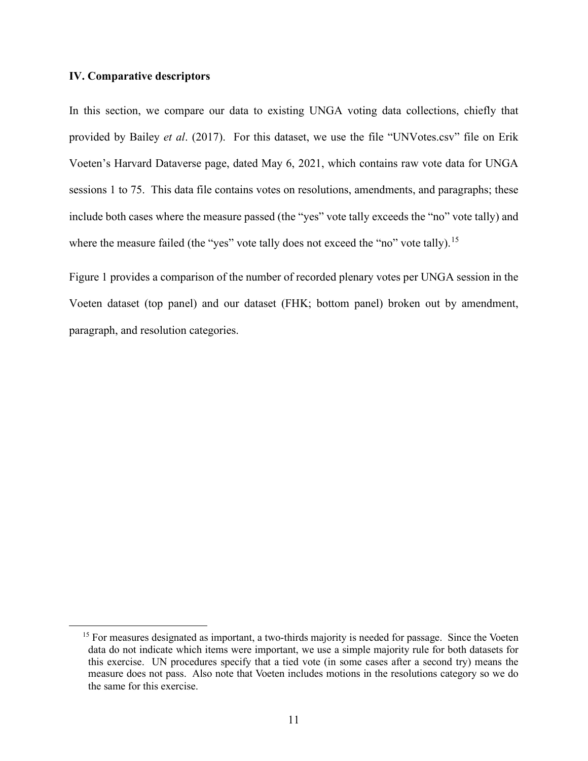### IV. Comparative descriptors

In this section, we compare our data to existing UNGA voting data collections, chiefly that provided by Bailey *et al*. (2017). For this dataset, we use the file "UNVotes.csv" file on Erik Voeten's Harvard Dataverse page, dated May 6, 2021, which contains raw vote data for UNGA sessions 1 to 75. This data file contains votes on resolutions, amendments, and paragraphs; these include both cases where the measure passed (the "yes" vote tally exceeds the "no" vote tally) and where the measure failed (the "yes" vote tally does not exceed the "no" vote tally).[15]

Figure 1 provides a comparison of the number of recorded plenary votes per UNGA session in the Voeten dataset (top panel) and our dataset (FHK; bottom panel) broken out by amendment, paragraph, and resolution categories.

[15] For measures designated as important, a two-thirds majority is needed for passage. Since the Voeten data do not indicate which items were important, we use a simple majority rule for both datasets for this exercise. UN procedures specify that a tied vote (in some cases after a second try) means the measure does not pass. Also note that Voeten includes motions in the resolutions category so we do the same for this exercise.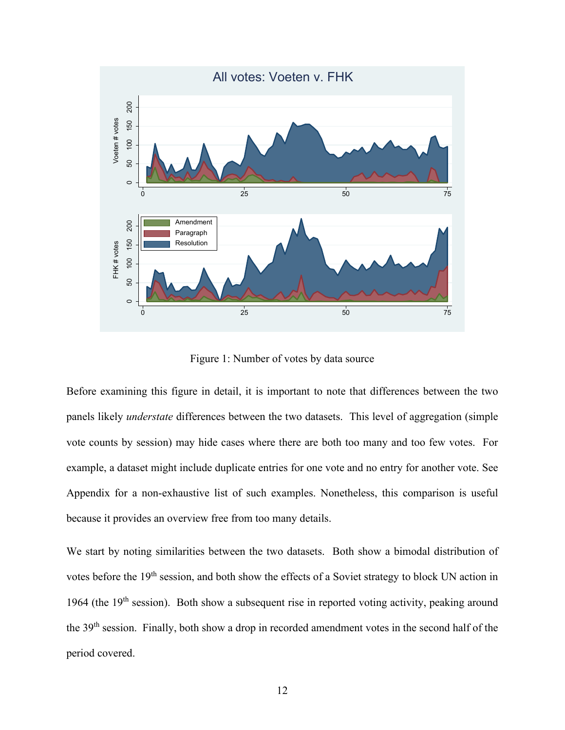Figure 1: Number of votes by data source

Before examining this figure in detail, it is important to note that differences between the two panels likely *understate* differences between the two datasets. This level of aggregation (simple vote counts by session) may hide cases where there are both too many and too few votes. For example, a dataset might include duplicate entries for one vote and no entry for another vote. See Appendix for a non-exhaustive list of such examples. Nonetheless, this comparison is useful because it provides an overview free from too many details.

We start by noting similarities between the two datasets. Both show a bimodal distribution of votes before the 19th session, and both show the effects of a Soviet strategy to block UN action in 1964 (the 19th session). Both show a subsequent rise in reported voting activity, peaking around the 39th session. Finally, both show a drop in recorded amendment votes in the second half of the period covered.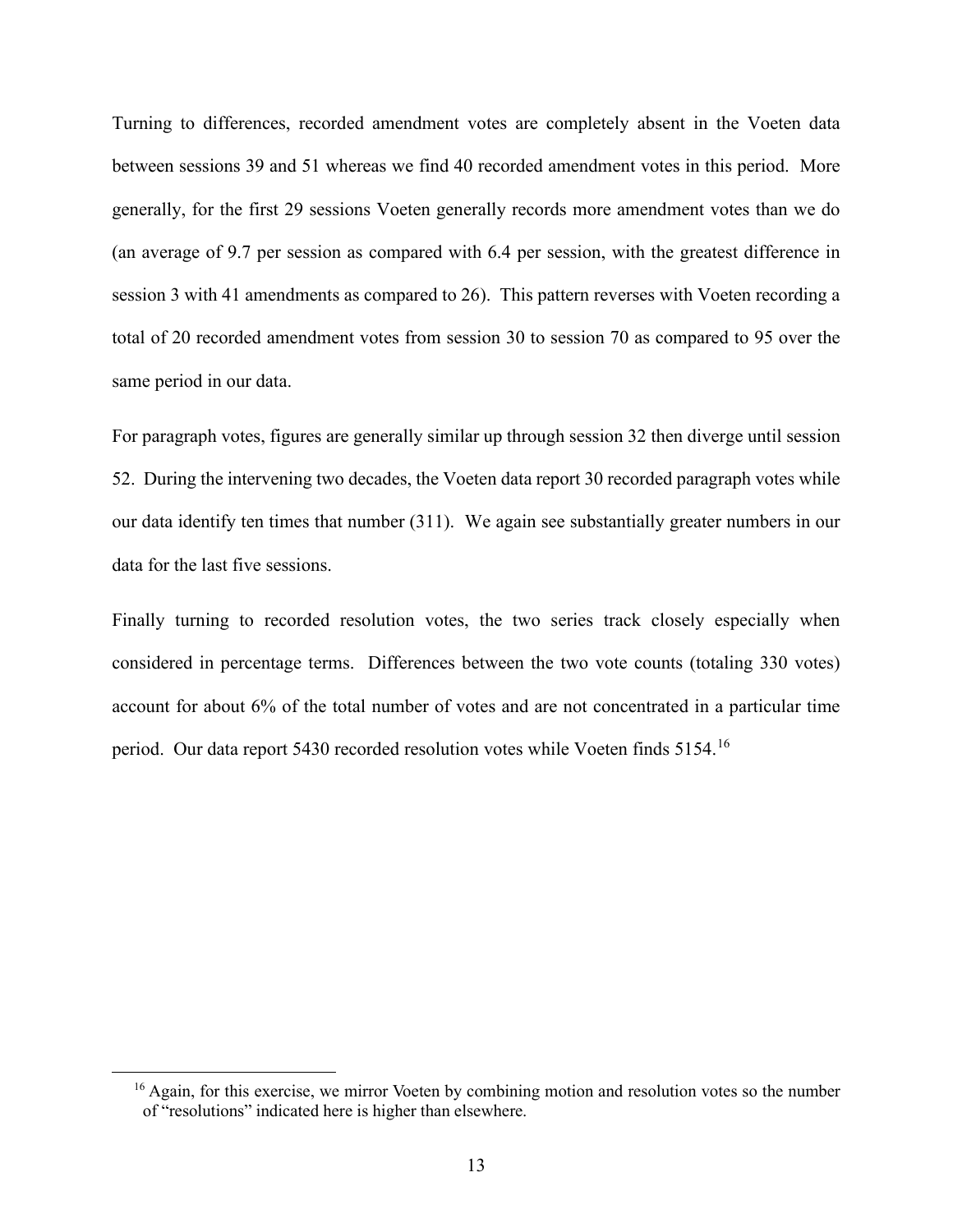Turning to differences, recorded amendment votes are completely absent in the Voeten data between sessions 39 and 51 whereas we find 40 recorded amendment votes in this period. More generally, for the first 29 sessions Voeten generally records more amendment votes than we do (an average of 9.7 per session as compared with 6.4 per session, with the greatest difference in session 3 with 41 amendments as compared to 26). This pattern reverses with Voeten recording a total of 20 recorded amendment votes from session 30 to session 70 as compared to 95 over the same period in our data.

For paragraph votes, figures are generally similar up through session 32 then diverge until session 52. During the intervening two decades, the Voeten data report 30 recorded paragraph votes while our data identify ten times that number (311). We again see substantially greater numbers in our data for the last five sessions.

Finally turning to recorded resolution votes, the two series track closely especially when considered in percentage terms. Differences between the two vote counts (totaling 330 votes) account for about 6% of the total number of votes and are not concentrated in a particular time period. Our data report 5430 recorded resolution votes while Voeten finds 5154.[16]

[16] Again, for this exercise, we mirror Voeten by combining motion and resolution votes so the number of "resolutions" indicated here is higher than elsewhere.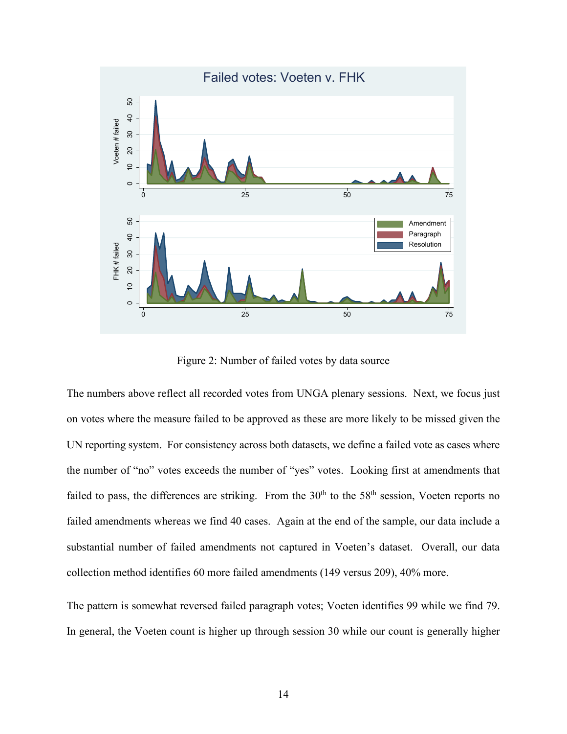Figure 2: Number of failed votes by data source

The numbers above reflect all recorded votes from UNGA plenary sessions. Next, we focus just on votes where the measure failed to be approved as these are more likely to be missed given the UN reporting system. For consistency across both datasets, we define a failed vote as cases where the number of "no" votes exceeds the number of "yes" votes. Looking first at amendments that failed to pass, the differences are striking. From the 30th to the 58th session, Voeten reports no failed amendments whereas we find 40 cases. Again at the end of the sample, our data include a substantial number of failed amendments not captured in Voeten's dataset. Overall, our data collection method identifies 60 more failed amendments (149 versus 209), 40% more.

The pattern is somewhat reversed failed paragraph votes; Voeten identifies 99 while we find 79. In general, the Voeten count is higher up through session 30 while our count is generally higher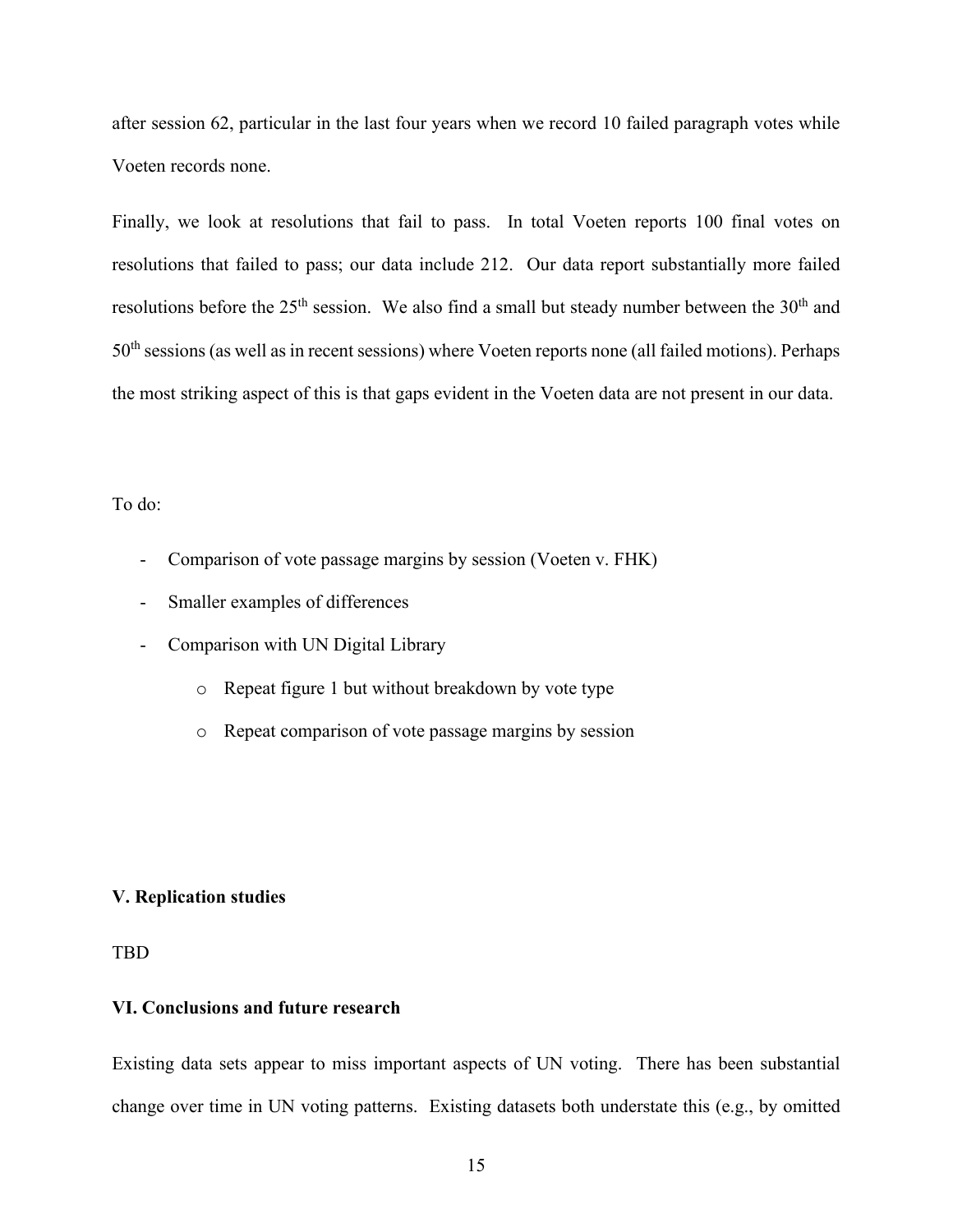after session 62, particular in the last four years when we record 10 failed paragraph votes while Voeten records none.

Finally, we look at resolutions that fail to pass. In total Voeten reports 100 final votes on resolutions that failed to pass; our data include 212. Our data report substantially more failed resolutions before the 25th session. We also find a small but steady number between the 30th and 50th sessions (as well as in recent sessions) where Voeten reports none (all failed motions). Perhaps the most striking aspect of this is that gaps evident in the Voeten data are not present in our data.

To do:

- Comparison of vote passage margins by session (Voeten v. FHK)
- Smaller examples of differences
- Comparison with UN Digital Library
    - Repeat figure 1 but without breakdown by vote type
    - Repeat comparison of vote passage margins by session

## V. Replication studies

TBD

## VI. Conclusions and future research

Existing data sets appear to miss important aspects of UN voting. There has been substantial change over time in UN voting patterns. Existing datasets both understate this (e.g., by omitted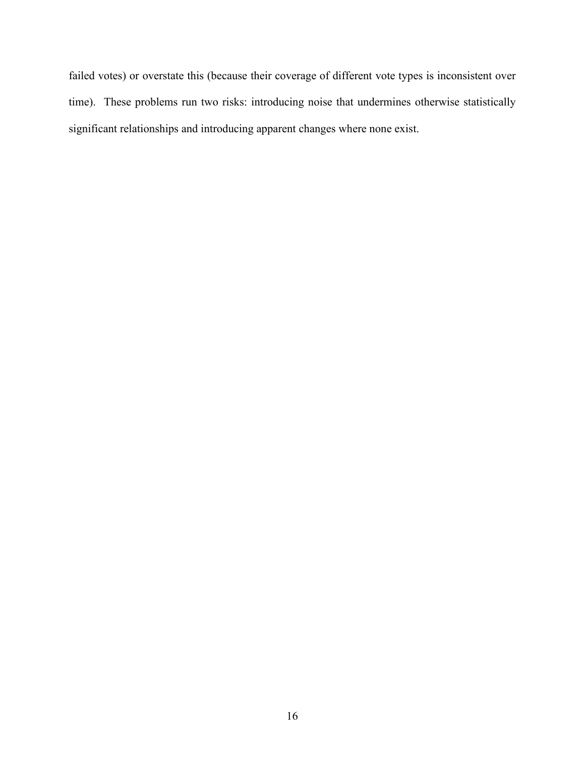failed votes) or overstate this (because their coverage of different vote types is inconsistent over time). These problems run two risks: introducing noise that undermines otherwise statistically significant relationships and introducing apparent changes where none exist.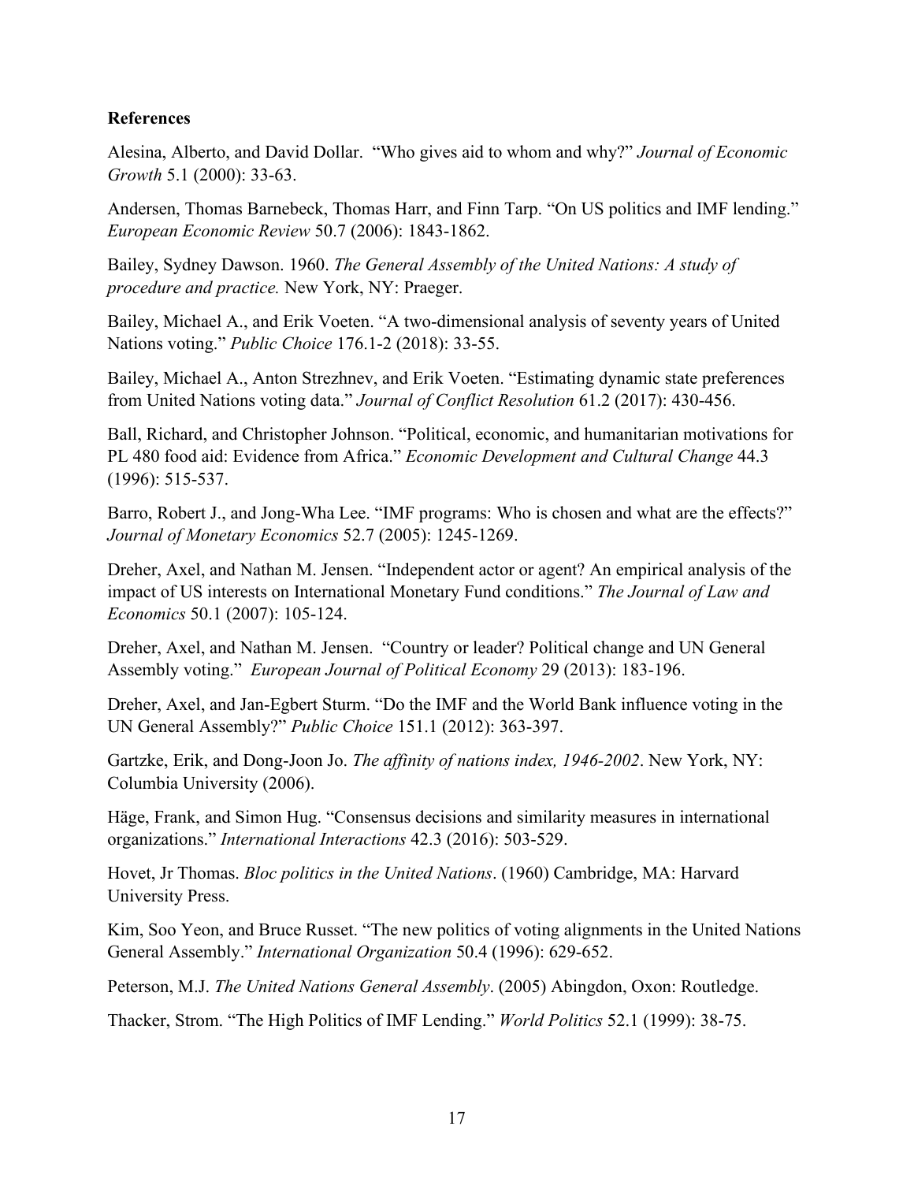**References**

Alesina, Alberto, and David Dollar. "Who gives aid to whom and why?" *Journal of Economic Growth* 5.1 (2000): 33-63.

Andersen, Thomas Barnebeck, Thomas Harr, and Finn Tarp. "On US politics and IMF lending." *European Economic Review* 50.7 (2006): 1843-1862.

Bailey, Sydney Dawson. 1960. *The General Assembly of the United Nations: A study of procedure and practice.* New York, NY: Praeger.

Bailey, Michael A., and Erik Voeten. "A two-dimensional analysis of seventy years of United Nations voting." *Public Choice* 176.1-2 (2018): 33-55.

Bailey, Michael A., Anton Strezhnev, and Erik Voeten. "Estimating dynamic state preferences from United Nations voting data." *Journal of Conflict Resolution* 61.2 (2017): 430-456.

Ball, Richard, and Christopher Johnson. "Political, economic, and humanitarian motivations for PL 480 food aid: Evidence from Africa." *Economic Development and Cultural Change* 44.3 (1996): 515-537.

Barro, Robert J., and Jong-Wha Lee. "IMF programs: Who is chosen and what are the effects?" *Journal of Monetary Economics* 52.7 (2005): 1245-1269.

Dreher, Axel, and Nathan M. Jensen. "Independent actor or agent? An empirical analysis of the impact of US interests on International Monetary Fund conditions." *The Journal of Law and Economics* 50.1 (2007): 105-124.

Dreher, Axel, and Nathan M. Jensen. "Country or leader? Political change and UN General Assembly voting." *European Journal of Political Economy* 29 (2013): 183-196.

Dreher, Axel, and Jan-Egbert Sturm. "Do the IMF and the World Bank influence voting in the UN General Assembly?" *Public Choice* 151.1 (2012): 363-397.

Gartzke, Erik, and Dong-Joon Jo. *The affinity of nations index, 1946-2002*. New York, NY: Columbia University (2006).

Häge, Frank, and Simon Hug. "Consensus decisions and similarity measures in international organizations." *International Interactions* 42.3 (2016): 503-529.

Hovet, Jr Thomas. *Bloc politics in the United Nations*. (1960) Cambridge, MA: Harvard University Press.

Kim, Soo Yeon, and Bruce Russet. "The new politics of voting alignments in the United Nations General Assembly." *International Organization* 50.4 (1996): 629-652.

Peterson, M.J. *The United Nations General Assembly*. (2005) Abingdon, Oxon: Routledge.

Thacker, Strom. "The High Politics of IMF Lending." *World Politics* 52.1 (1999): 38-75.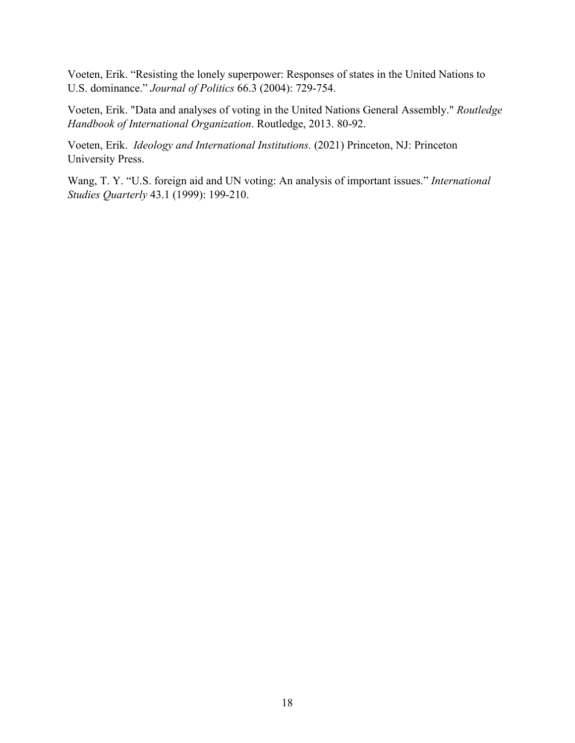Voeten, Erik. “Resisting the lonely superpower: Responses of states in the United Nations to U.S. dominance.” *Journal of Politics* 66.3 (2004): 729-754.

Voeten, Erik. "Data and analyses of voting in the United Nations General Assembly." *Routledge Handbook of International Organization*. Routledge, 2013. 80-92.

Voeten, Erik. *Ideology and International Institutions.* (2021) Princeton, NJ: Princeton University Press.

Wang, T. Y. “U.S. foreign aid and UN voting: An analysis of important issues.” *International Studies Quarterly* 43.1 (1999): 199-210.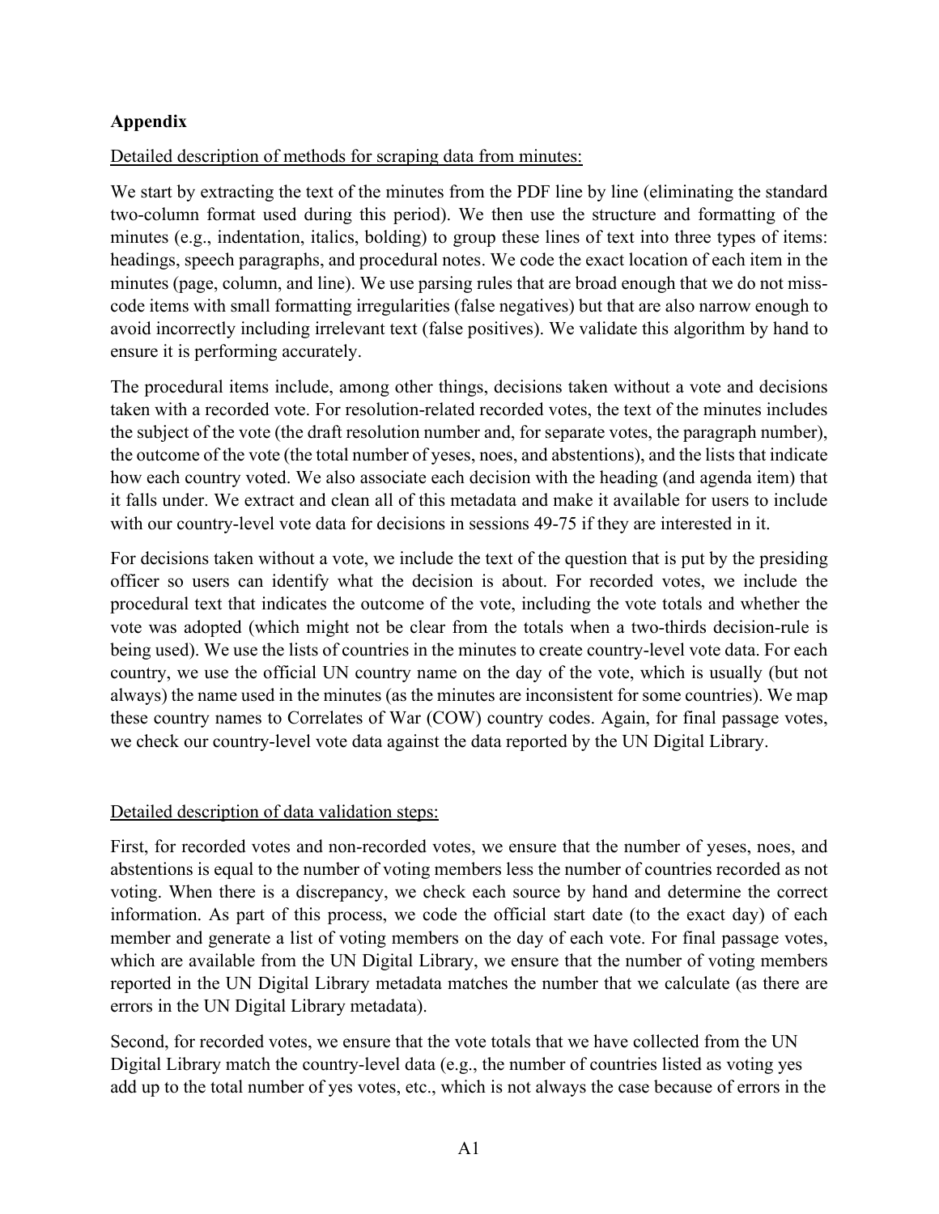## Appendix

Detailed description of methods for scraping data from minutes:

We start by extracting the text of the minutes from the PDF line by line (eliminating the standard two-column format used during this period). We then use the structure and formatting of the minutes (e.g., indentation, italics, bolding) to group these lines of text into three types of items: headings, speech paragraphs, and procedural notes. We code the exact location of each item in the minutes (page, column, and line). We use parsing rules that are broad enough that we do not miss-code items with small formatting irregularities (false negatives) but that are also narrow enough to avoid incorrectly including irrelevant text (false positives). We validate this algorithm by hand to ensure it is performing accurately.

The procedural items include, among other things, decisions taken without a vote and decisions taken with a recorded vote. For resolution-related recorded votes, the text of the minutes includes the subject of the vote (the draft resolution number and, for separate votes, the paragraph number), the outcome of the vote (the total number of yeses, noes, and abstentions), and the lists that indicate how each country voted. We also associate each decision with the heading (and agenda item) that it falls under. We extract and clean all of this metadata and make it available for users to include with our country-level vote data for decisions in sessions 49-75 if they are interested in it.

For decisions taken without a vote, we include the text of the question that is put by the presiding officer so users can identify what the decision is about. For recorded votes, we include the procedural text that indicates the outcome of the vote, including the vote totals and whether the vote was adopted (which might not be clear from the totals when a two-thirds decision-rule is being used). We use the lists of countries in the minutes to create country-level vote data. For each country, we use the official UN country name on the day of the vote, which is usually (but not always) the name used in the minutes (as the minutes are inconsistent for some countries). We map these country names to Correlates of War (COW) country codes. Again, for final passage votes, we check our country-level vote data against the data reported by the UN Digital Library.

Detailed description of data validation steps:

First, for recorded votes and non-recorded votes, we ensure that the number of yeses, noes, and abstentions is equal to the number of voting members less the number of countries recorded as not voting. When there is a discrepancy, we check each source by hand and determine the correct information. As part of this process, we code the official start date (to the exact day) of each member and generate a list of voting members on the day of each vote. For final passage votes, which are available from the UN Digital Library, we ensure that the number of voting members reported in the UN Digital Library metadata matches the number that we calculate (as there are errors in the UN Digital Library metadata).

Second, for recorded votes, we ensure that the vote totals that we have collected from the UN Digital Library match the country-level data (e.g., the number of countries listed as voting yes add up to the total number of yes votes, etc., which is not always the case because of errors in the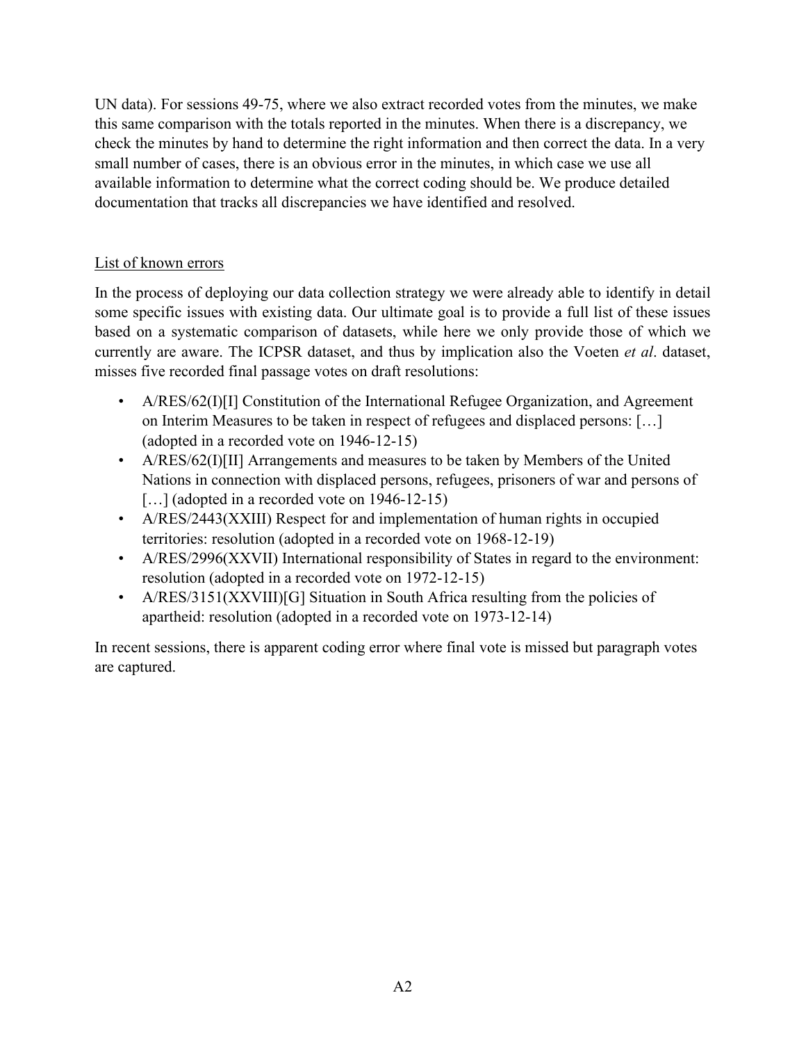UN data). For sessions 49-75, where we also extract recorded votes from the minutes, we make this same comparison with the totals reported in the minutes. When there is a discrepancy, we check the minutes by hand to determine the right information and then correct the data. In a very small number of cases, there is an obvious error in the minutes, in which case we use all available information to determine what the correct coding should be. We produce detailed documentation that tracks all discrepancies we have identified and resolved.

List of known errors

In the process of deploying our data collection strategy we were already able to identify in detail some specific issues with existing data. Our ultimate goal is to provide a full list of these issues based on a systematic comparison of datasets, while here we only provide those of which we currently are aware. The ICPSR dataset, and thus by implication also the Voeten *et al*. dataset, misses five recorded final passage votes on draft resolutions:

- A/RES/62(I)[I] Constitution of the International Refugee Organization, and Agreement on Interim Measures to be taken in respect of refugees and displaced persons: […] (adopted in a recorded vote on 1946-12-15)
- A/RES/62(I)[II] Arrangements and measures to be taken by Members of the United Nations in connection with displaced persons, refugees, prisoners of war and persons of […] (adopted in a recorded vote on 1946-12-15)
- A/RES/2443(XXIII) Respect for and implementation of human rights in occupied territories: resolution (adopted in a recorded vote on 1968-12-19)
- A/RES/2996(XXVII) International responsibility of States in regard to the environment: resolution (adopted in a recorded vote on 1972-12-15)
- A/RES/3151(XXVIII)[G] Situation in South Africa resulting from the policies of apartheid: resolution (adopted in a recorded vote on 1973-12-14)

In recent sessions, there is apparent coding error where final vote is missed but paragraph votes are captured.